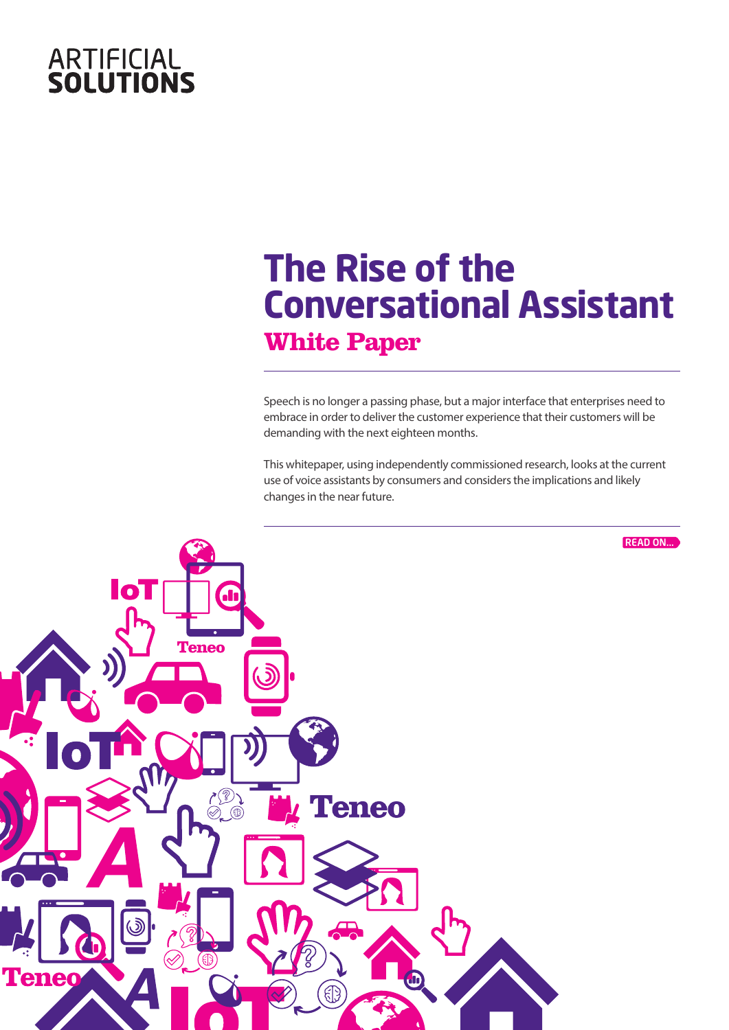ARTIFICIAL **SOLUTIONS**

# The Rise of the Conversational Assistant

## White Paper

Speech is no longer a passing phase, but a major interface that enterprises need to embrace in order to deliver the customer experience that their customers will be demanding with the next eighteen months.

This whitepaper, using independently commissioned research, looks at the current use of voice assistants by consumers and considers the implications and likely changes in the near future.

READ ON...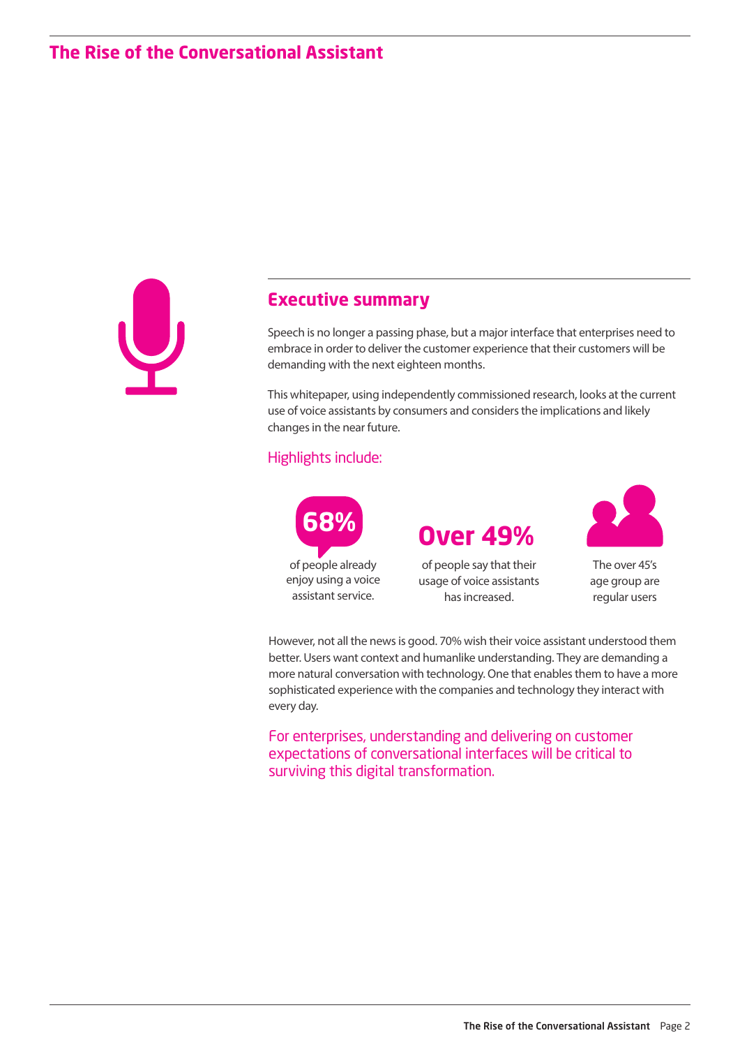## Executive summary

Speech is no longer a passing phase, but a major interface that enterprises need to embrace in order to deliver the customer experience that their customers will be demanding with the next eighteen months.

This whitepaper, using independently commissioned research, looks at the current use of voice assistants by consumers and considers the implications and likely changes in the near future.

### Highlights include:

**68%** of people already enjoy using a voice assistant service.

**Over 49%** of people say that their usage of voice assistants has increased.

The over 45's age group are regular users

However, not all the news is good. 70% wish their voice assistant understood them better. Users want context and humanlike understanding. They are demanding a more natural conversation with technology. One that enables them to have a more sophisticated experience with the companies and technology they interact with every day.

For enterprises, understanding and delivering on customer expectations of conversational interfaces will be critical to surviving this digital transformation.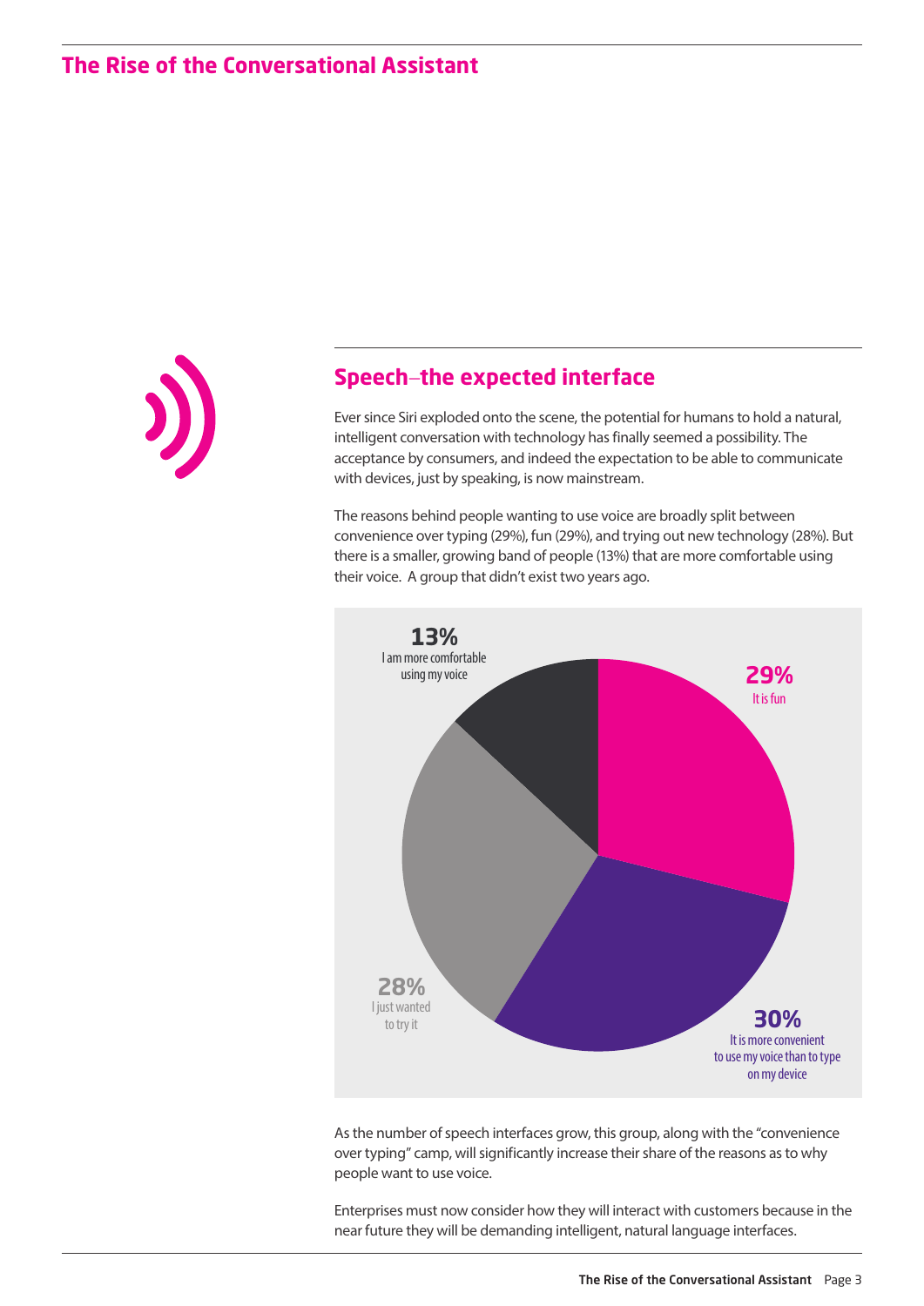## Speech–the expected interface

Ever since Siri exploded onto the scene, the potential for humans to hold a natural, intelligent conversation with technology has finally seemed a possibility. The acceptance by consumers, and indeed the expectation to be able to communicate with devices, just by speaking, is now mainstream.

The reasons behind people wanting to use voice are broadly split between convenience over typing (29%), fun (29%), and trying out new technology (28%). But there is a smaller, growing band of people (13%) that are more comfortable using their voice. A group that didn't exist two years ago.

**13%** I am more comfortable using my voice

**29%** It is fun

**28%** I just wanted to try it

**30%** It is more convenient to use my voice than to type on my device

As the number of speech interfaces grow, this group, along with the "convenience over typing" camp, will significantly increase their share of the reasons as to why people want to use voice.

Enterprises must now consider how they will interact with customers because in the near future they will be demanding intelligent, natural language interfaces.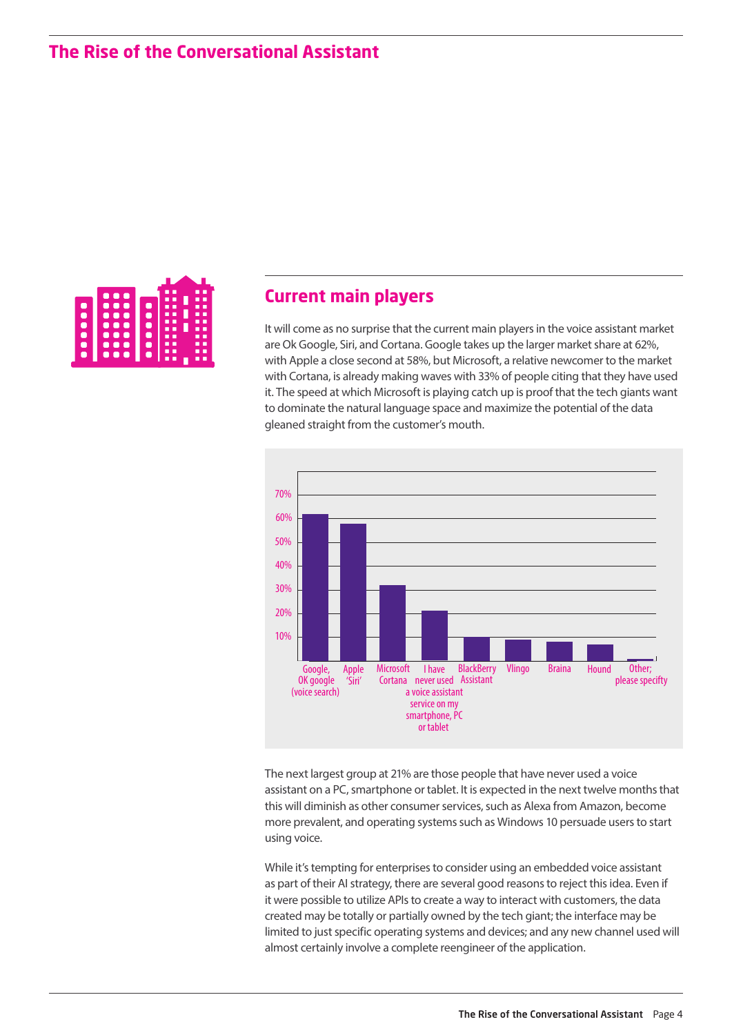## Current main players

It will come as no surprise that the current main players in the voice assistant market are Ok Google, Siri, and Cortana. Google takes up the larger market share at 62%, with Apple a close second at 58%, but Microsoft, a relative newcomer to the market with Cortana, is already making waves with 33% of people citing that they have used it. The speed at which Microsoft is playing catch up is proof that the tech giants want to dominate the natural language space and maximize the potential of the data gleaned straight from the customer's mouth.

The next largest group at 21% are those people that have never used a voice assistant on a PC, smartphone or tablet. It is expected in the next twelve months that this will diminish as other consumer services, such as Alexa from Amazon, become more prevalent, and operating systems such as Windows 10 persuade users to start using voice.

While it's tempting for enterprises to consider using an embedded voice assistant as part of their AI strategy, there are several good reasons to reject this idea. Even if it were possible to utilize APIs to create a way to interact with customers, the data created may be totally or partially owned by the tech giant; the interface may be limited to just specific operating systems and devices; and any new channel used will almost certainly involve a complete reengineer of the application.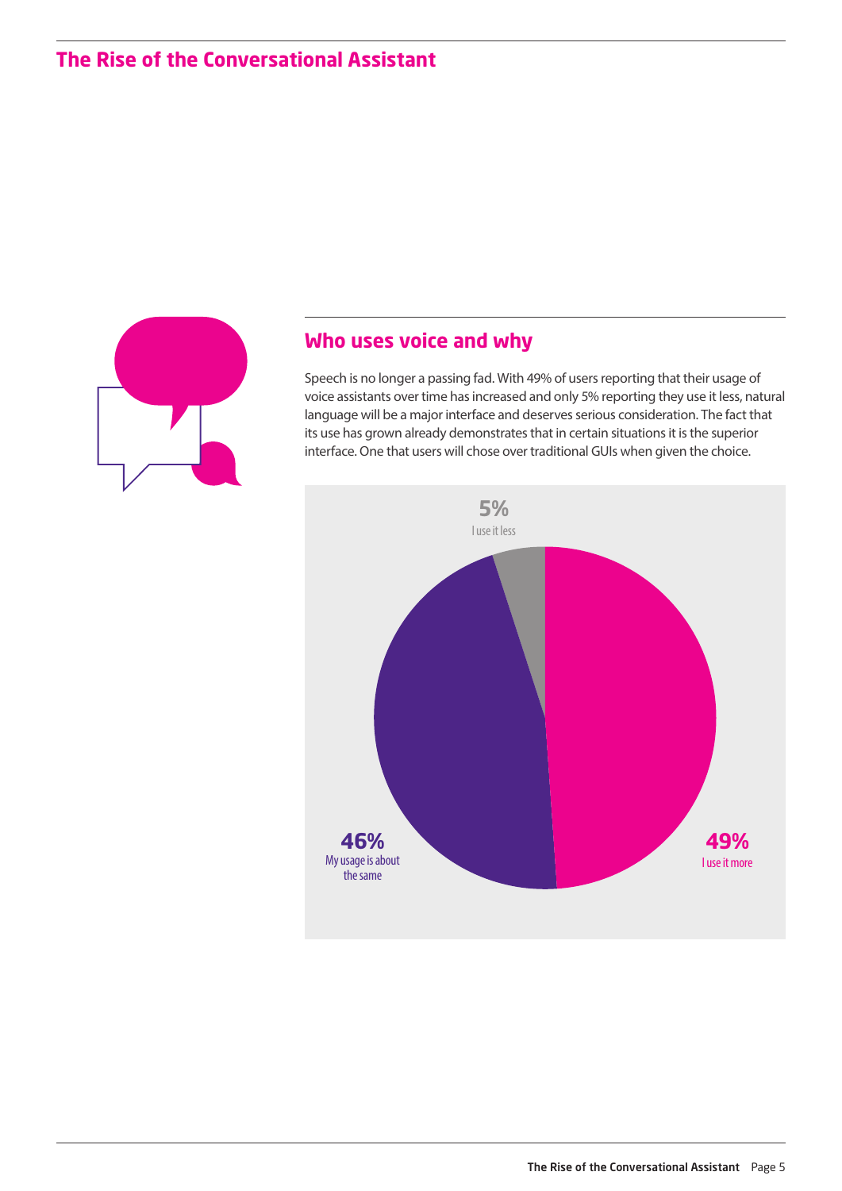## Who uses voice and why

Speech is no longer a passing fad. With 49% of users reporting that their usage of voice assistants over time has increased and only 5% reporting they use it less, natural language will be a major interface and deserves serious consideration. The fact that its use has grown already demonstrates that in certain situations it is the superior interface. One that users will chose over traditional GUIs when given the choice.

**5%**
I use it less

**46%**
My usage is about the same

**49%**
I use it more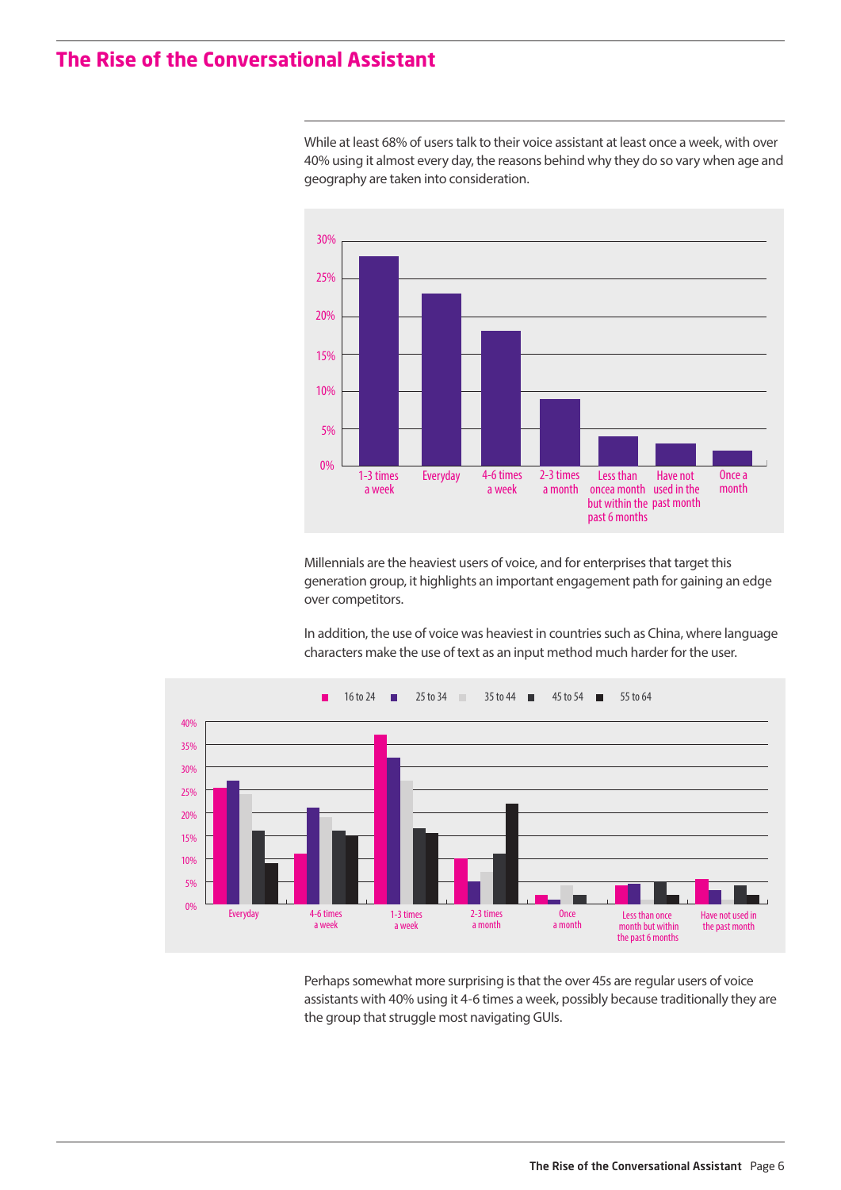## The Rise of the Conversational Assistant

While at least 68% of users talk to their voice assistant at least once a week, with over 40% using it almost every day, the reasons behind why they do so vary when age and geography are taken into consideration.

Millennials are the heaviest users of voice, and for enterprises that target this generation group, it highlights an important engagement path for gaining an edge over competitors.

In addition, the use of voice was heaviest in countries such as China, where language characters make the use of text as an input method much harder for the user.

Perhaps somewhat more surprising is that the over 45s are regular users of voice assistants with 40% using it 4-6 times a week, possibly because traditionally they are the group that struggle most navigating GUIs.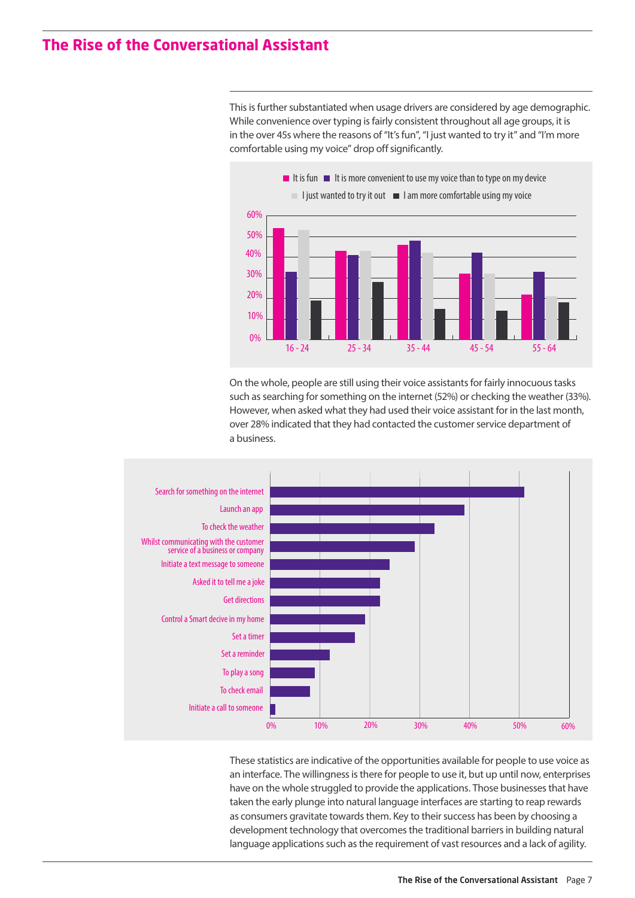## The Rise of the Conversational Assistant

This is further substantiated when usage drivers are considered by age demographic. While convenience over typing is fairly consistent throughout all age groups, it is in the over 45s where the reasons of "It's fun", "I just wanted to try it" and "I'm more comfortable using my voice" drop off significantly.

On the whole, people are still using their voice assistants for fairly innocuous tasks such as searching for something on the internet (52%) or checking the weather (33%). However, when asked what they had used their voice assistant for in the last month, over 28% indicated that they had contacted the customer service department of a business.

These statistics are indicative of the opportunities available for people to use voice as an interface. The willingness is there for people to use it, but up until now, enterprises have on the whole struggled to provide the applications. Those businesses that have taken the early plunge into natural language interfaces are starting to reap rewards as consumers gravitate towards them. Key to their success has been by choosing a development technology that overcomes the traditional barriers in building natural language applications such as the requirement of vast resources and a lack of agility.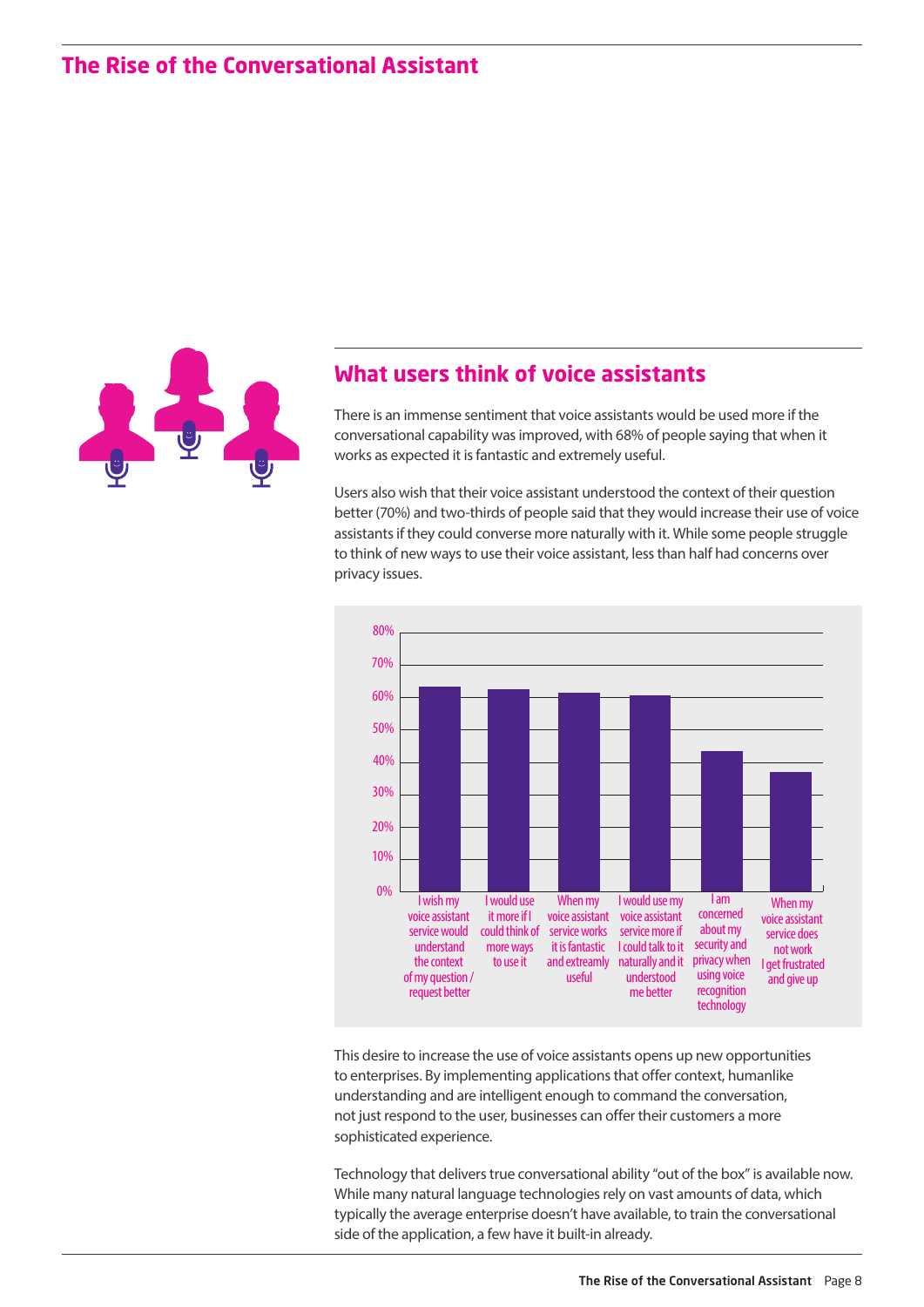## What users think of voice assistants

There is an immense sentiment that voice assistants would be used more if the conversational capability was improved, with 68% of people saying that when it works as expected it is fantastic and extremely useful.

Users also wish that their voice assistant understood the context of their question better (70%) and two-thirds of people said that they would increase their use of voice assistants if they could converse more naturally with it. While some people struggle to think of new ways to use their voice assistant, less than half had concerns over privacy issues.

| Statement | Approx. % |
|---|---|
| I wish my voice assistant service would understand the context of my question / request better | 63% |
| I would use it more if I could think of more ways to use it | 62% |
| When my voice assistant service works it is fantastic and extreamly useful | 61% |
| I would use my voice assistant service more if I could talk to it naturally and it understood me better | 60% |
| I am concerned about my security and privacy when using voice recognition technology | 43% |
| When my voice assistant service does not work I get frustrated and give up | 37% |

This desire to increase the use of voice assistants opens up new opportunities to enterprises. By implementing applications that offer context, humanlike understanding and are intelligent enough to command the conversation, not just respond to the user, businesses can offer their customers a more sophisticated experience.

Technology that delivers true conversational ability "out of the box" is available now. While many natural language technologies rely on vast amounts of data, which typically the average enterprise doesn't have available, to train the conversational side of the application, a few have it built-in already.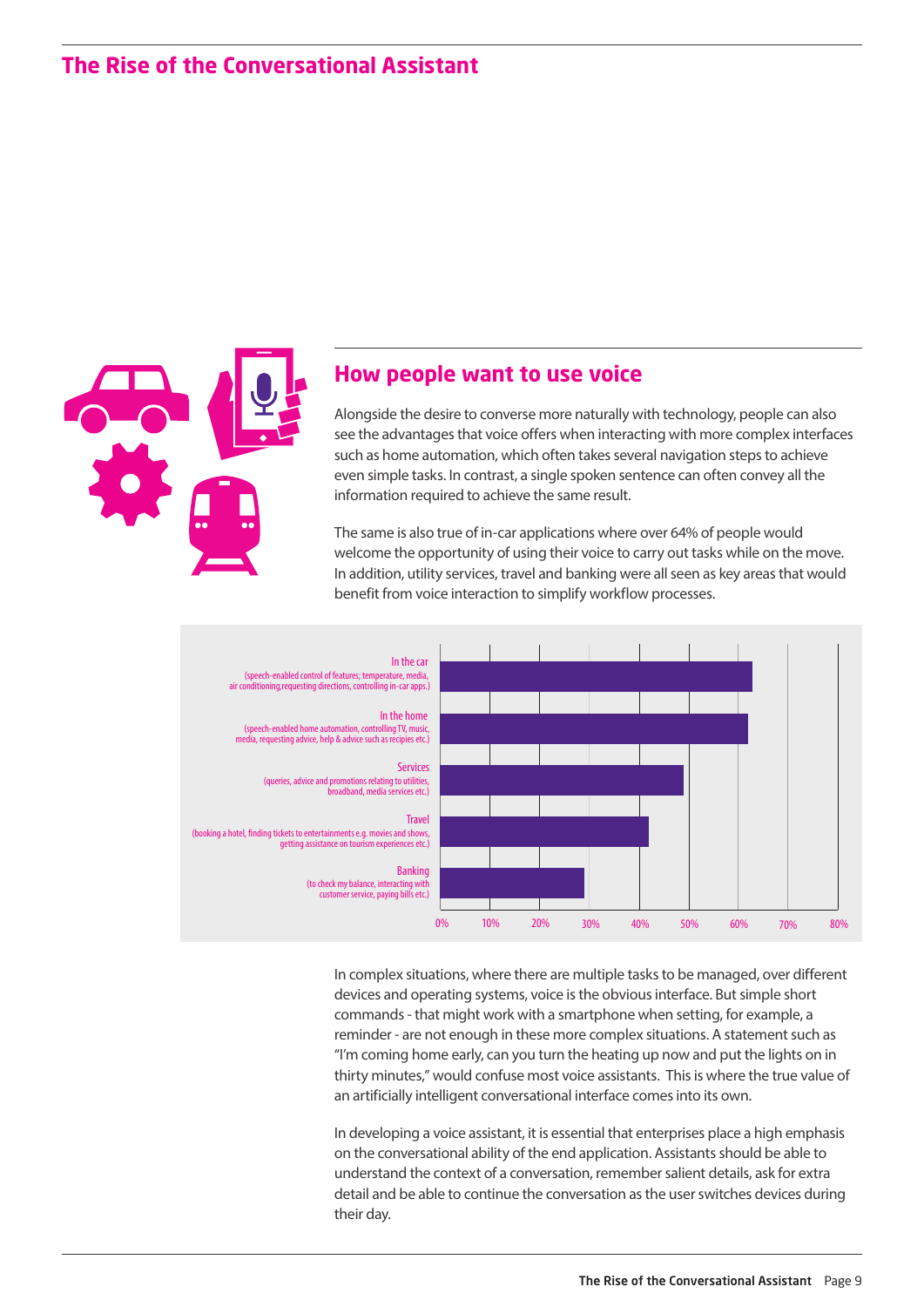## How people want to use voice

Alongside the desire to converse more naturally with technology, people can also see the advantages that voice offers when interacting with more complex interfaces such as home automation, which often takes several navigation steps to achieve even simple tasks. In contrast, a single spoken sentence can often convey all the information required to achieve the same result.

The same is also true of in-car applications where over 64% of people would welcome the opportunity of using their voice to carry out tasks while on the move. In addition, utility services, travel and banking were all seen as key areas that would benefit from voice interaction to simplify workflow processes.

In the car
(speech-enabled control of features; temperature, media, air conditioning,requesting directions, controlling in-car apps.)

In the home
(speech-enabled home automation, controlling TV, music, media, requesting advice, help & advice such as recipies etc.)

Services
(queries, advice and promotions relating to utilities, broadband, media services etc.)

Travel
(booking a hotel, finding tickets to entertainments e.g. movies and shows, getting assistance on tourism experiences etc.)

Banking
(to check my balance, interacting with customer service, paying bills etc.)

0% 10% 20% 30% 40% 50% 60% 70% 80%

In complex situations, where there are multiple tasks to be managed, over different devices and operating systems, voice is the obvious interface. But simple short commands - that might work with a smartphone when setting, for example, a reminder - are not enough in these more complex situations. A statement such as "I'm coming home early, can you turn the heating up now and put the lights on in thirty minutes," would confuse most voice assistants. This is where the true value of an artificially intelligent conversational interface comes into its own.

In developing a voice assistant, it is essential that enterprises place a high emphasis on the conversational ability of the end application. Assistants should be able to understand the context of a conversation, remember salient details, ask for extra detail and be able to continue the conversation as the user switches devices during their day.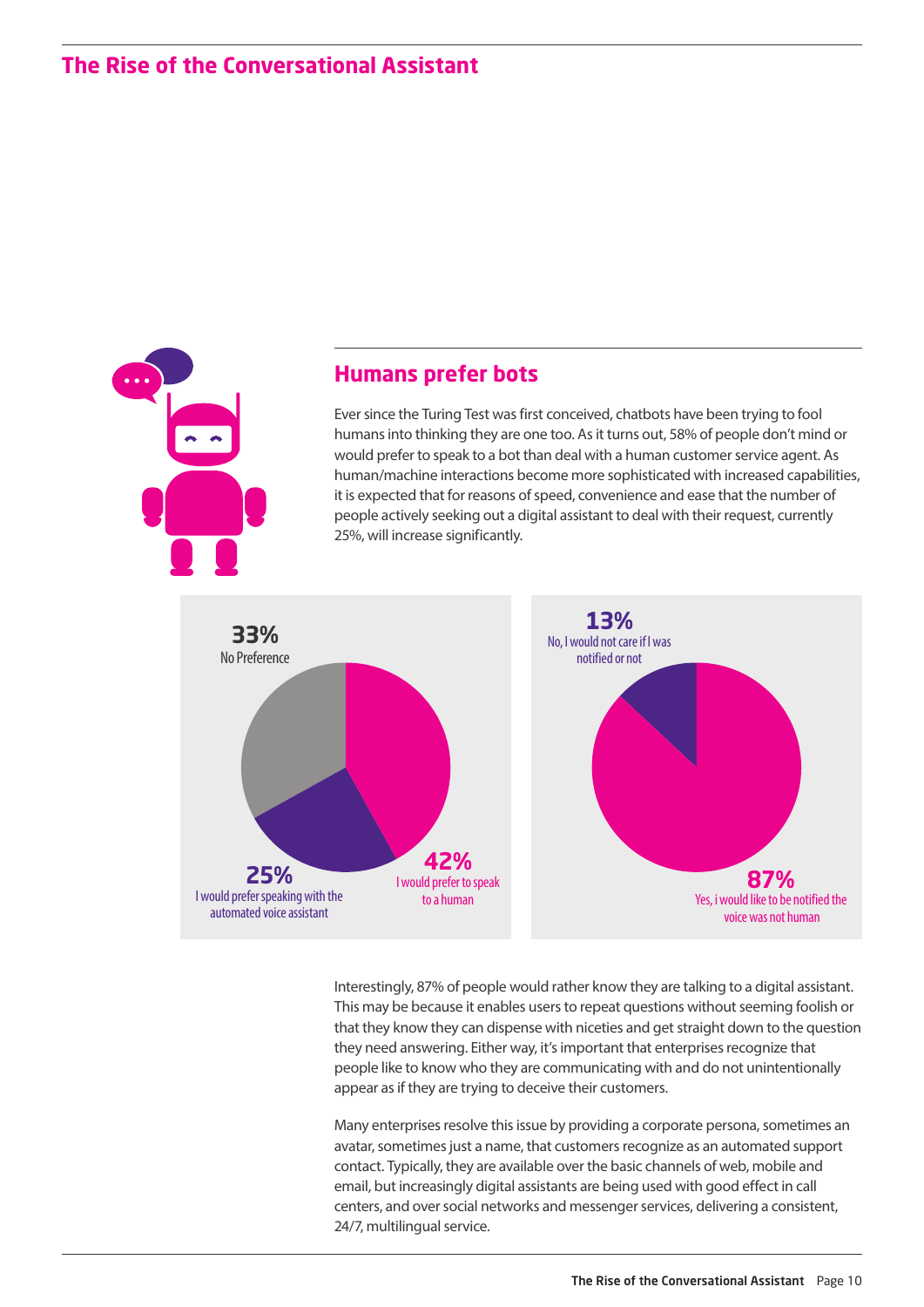## Humans prefer bots

Ever since the Turing Test was first conceived, chatbots have been trying to fool humans into thinking they are one too. As it turns out, 58% of people don't mind or would prefer to speak to a bot than deal with a human customer service agent. As human/machine interactions become more sophisticated with increased capabilities, it is expected that for reasons of speed, convenience and ease that the number of people actively seeking out a digital assistant to deal with their request, currently 25%, will increase significantly.

**33%** No Preference

**25%** I would prefer speaking with the automated voice assistant

**42%** I would prefer to speak to a human

**13%** No, I would not care if I was notified or not

**87%** Yes, i would like to be notified the voice was not human

Interestingly, 87% of people would rather know they are talking to a digital assistant. This may be because it enables users to repeat questions without seeming foolish or that they know they can dispense with niceties and get straight down to the question they need answering. Either way, it's important that enterprises recognize that people like to know who they are communicating with and do not unintentionally appear as if they are trying to deceive their customers.

Many enterprises resolve this issue by providing a corporate persona, sometimes an avatar, sometimes just a name, that customers recognize as an automated support contact. Typically, they are available over the basic channels of web, mobile and email, but increasingly digital assistants are being used with good effect in call centers, and over social networks and messenger services, delivering a consistent, 24/7, multilingual service.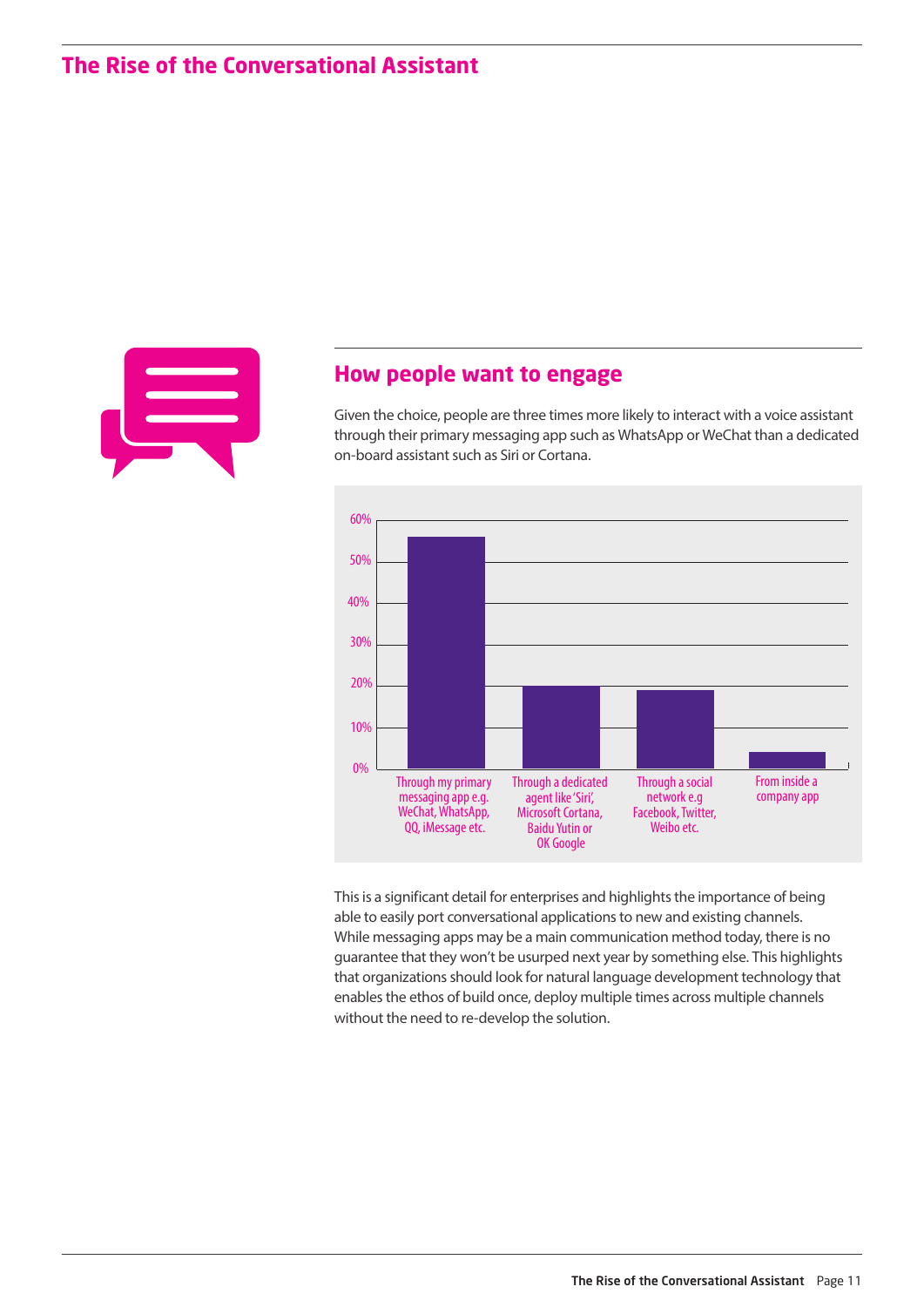## How people want to engage

Given the choice, people are three times more likely to interact with a voice assistant through their primary messaging app such as WhatsApp or WeChat than a dedicated on-board assistant such as Siri or Cortana.

60%
50%
40%
30%
20%
10%
0%

Through my primary messaging app e.g. WeChat, WhatsApp, QQ, iMessage etc.

Through a dedicated agent like 'Siri', Microsoft Cortana, Baidu Yutin or OK Google

Through a social network e.g Facebook, Twitter, Weibo etc.

From inside a company app

This is a significant detail for enterprises and highlights the importance of being able to easily port conversational applications to new and existing channels. While messaging apps may be a main communication method today, there is no guarantee that they won't be usurped next year by something else. This highlights that organizations should look for natural language development technology that enables the ethos of build once, deploy multiple times across multiple channels without the need to re-develop the solution.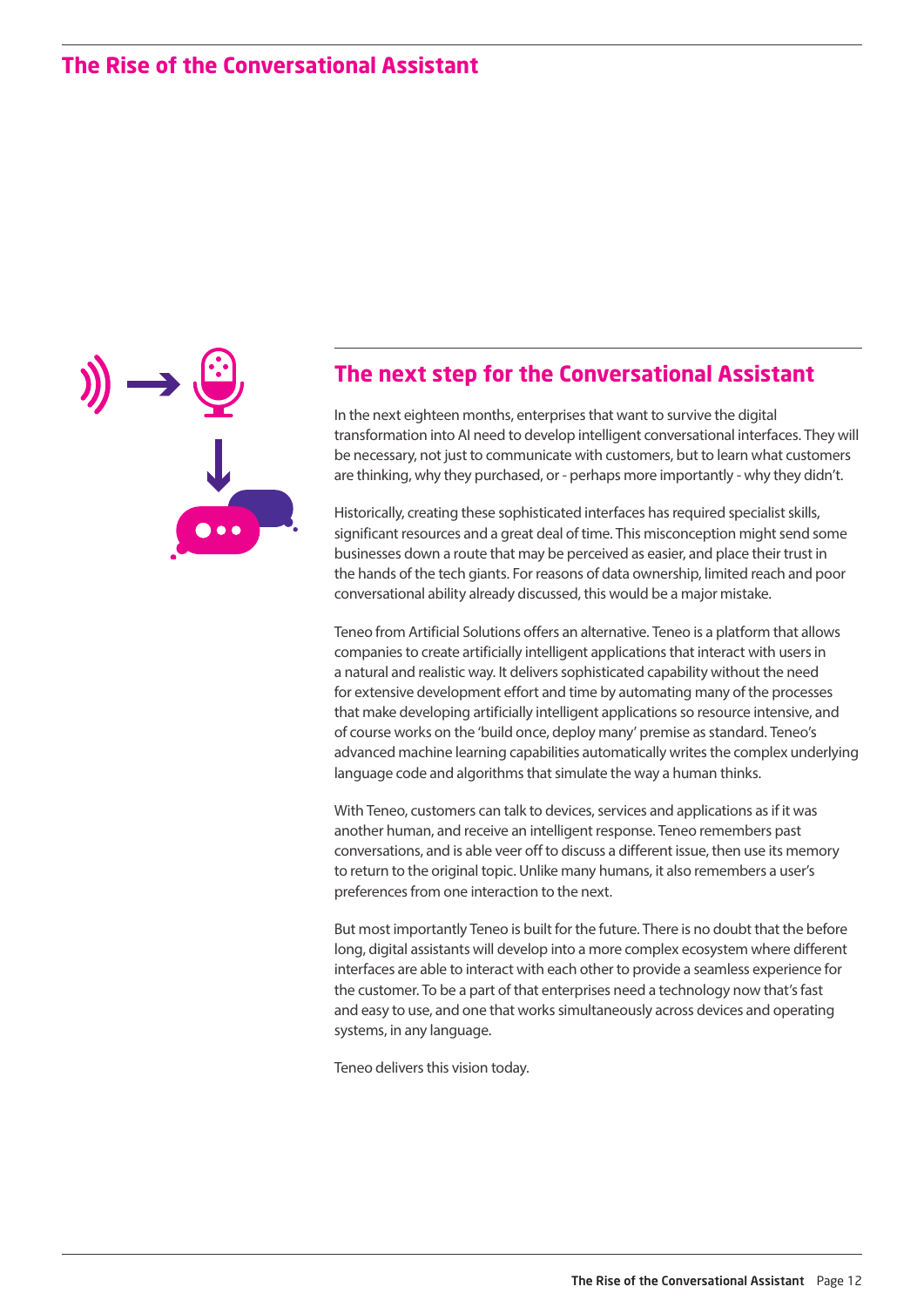## The next step for the Conversational Assistant

In the next eighteen months, enterprises that want to survive the digital transformation into AI need to develop intelligent conversational interfaces. They will be necessary, not just to communicate with customers, but to learn what customers are thinking, why they purchased, or - perhaps more importantly - why they didn't.

Historically, creating these sophisticated interfaces has required specialist skills, significant resources and a great deal of time. This misconception might send some businesses down a route that may be perceived as easier, and place their trust in the hands of the tech giants. For reasons of data ownership, limited reach and poor conversational ability already discussed, this would be a major mistake.

Teneo from Artificial Solutions offers an alternative. Teneo is a platform that allows companies to create artificially intelligent applications that interact with users in a natural and realistic way. It delivers sophisticated capability without the need for extensive development effort and time by automating many of the processes that make developing artificially intelligent applications so resource intensive, and of course works on the 'build once, deploy many' premise as standard. Teneo's advanced machine learning capabilities automatically writes the complex underlying language code and algorithms that simulate the way a human thinks.

With Teneo, customers can talk to devices, services and applications as if it was another human, and receive an intelligent response. Teneo remembers past conversations, and is able veer off to discuss a different issue, then use its memory to return to the original topic. Unlike many humans, it also remembers a user's preferences from one interaction to the next.

But most importantly Teneo is built for the future. There is no doubt that the before long, digital assistants will develop into a more complex ecosystem where different interfaces are able to interact with each other to provide a seamless experience for the customer. To be a part of that enterprises need a technology now that's fast and easy to use, and one that works simultaneously across devices and operating systems, in any language.

Teneo delivers this vision today.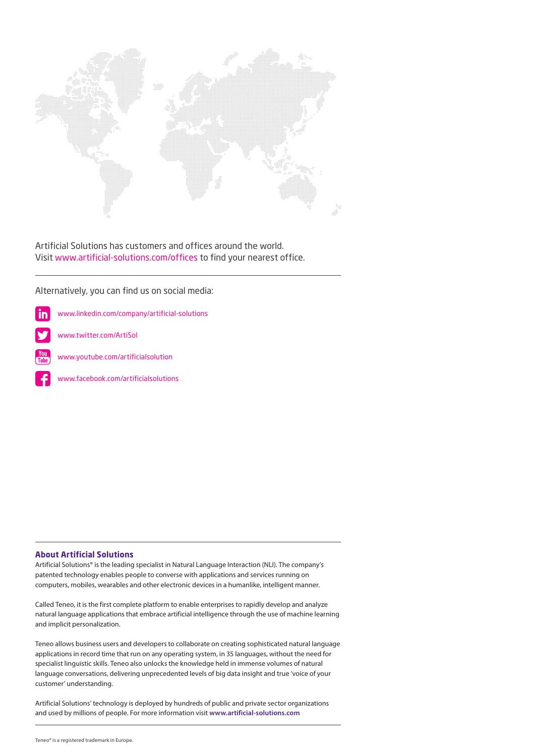Artificial Solutions has customers and offices around the world.
Visit www.artificial-solutions.com/offices to find your nearest office.

---

Alternatively, you can find us on social media:

www.linkedin.com/company/artificial-solutions

www.twitter.com/ArtiSol

www.youtube.com/artificialsolution

www.facebook.com/artificialsolutions

---

## About Artificial Solutions

Artificial Solutions® is the leading specialist in Natural Language Interaction (NLI). The company's patented technology enables people to converse with applications and services running on computers, mobiles, wearables and other electronic devices in a humanlike, intelligent manner.

Called Teneo, it is the first complete platform to enable enterprises to rapidly develop and analyze natural language applications that embrace artificial intelligence through the use of machine learning and implicit personalization.

Teneo allows business users and developers to collaborate on creating sophisticated natural language applications in record time that run on any operating system, in 35 languages, without the need for specialist linguistic skills. Teneo also unlocks the knowledge held in immense volumes of natural language conversations, delivering unprecedented levels of big data insight and true 'voice of your customer' understanding.

Artificial Solutions' technology is deployed by hundreds of public and private sector organizations and used by millions of people. For more information visit **www.artificial-solutions.com**

---

Teneo® is a registered trademark in Europe.